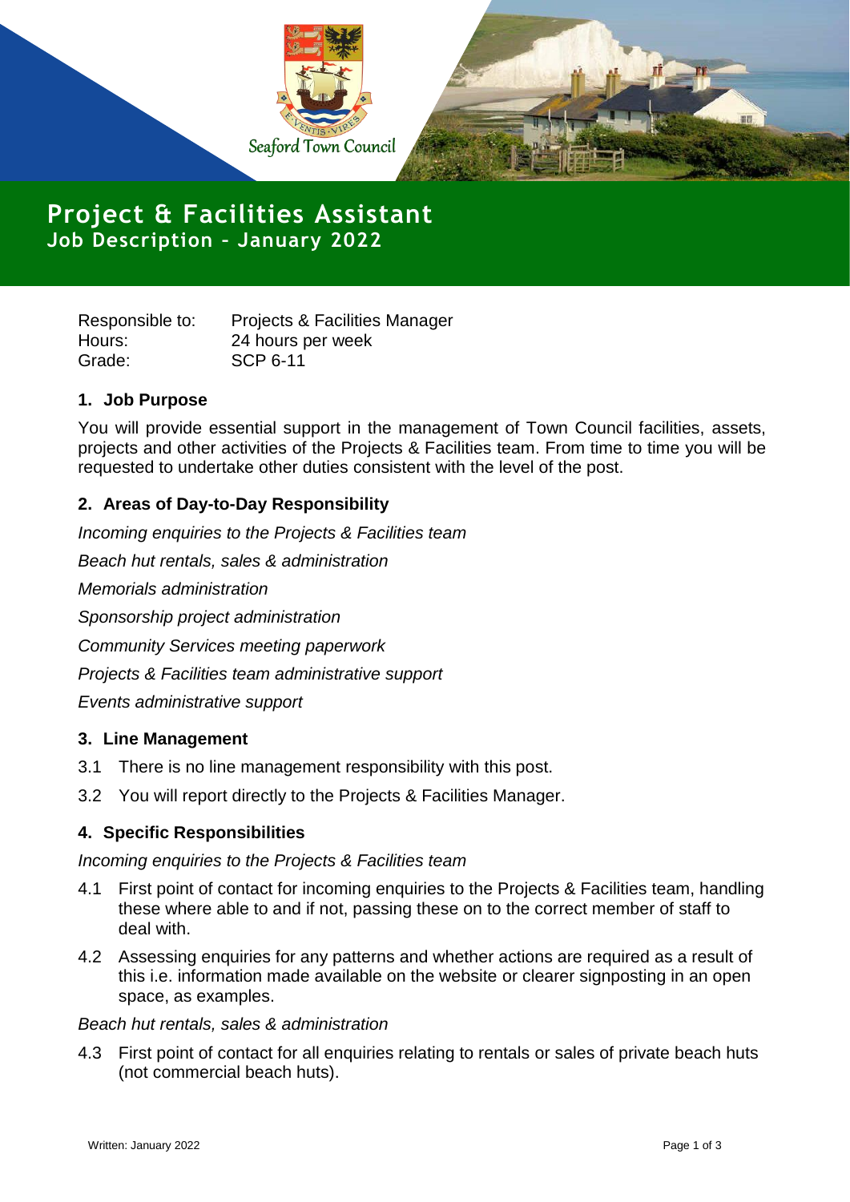Seaford Town Council

# Project & Facilities Assistant

## Job Description – January 2022

| | |
|---|---|
| Responsible to: | Projects & Facilities Manager |
| Hours: | 24 hours per week |
| Grade: | SCP 6-11 |

### 1. Job Purpose

You will provide essential support in the management of Town Council facilities, assets, projects and other activities of the Projects & Facilities team. From time to time you will be requested to undertake other duties consistent with the level of the post.

### 2. Areas of Day-to-Day Responsibility

*Incoming enquiries to the Projects & Facilities team*

*Beach hut rentals, sales & administration*

*Memorials administration*

*Sponsorship project administration*

*Community Services meeting paperwork*

*Projects & Facilities team administrative support*

*Events administrative support*

### 3. Line Management

3.1 There is no line management responsibility with this post.

3.2 You will report directly to the Projects & Facilities Manager.

### 4. Specific Responsibilities

*Incoming enquiries to the Projects & Facilities team*

4.1 First point of contact for incoming enquiries to the Projects & Facilities team, handling these where able to and if not, passing these on to the correct member of staff to deal with.

4.2 Assessing enquiries for any patterns and whether actions are required as a result of this i.e. information made available on the website or clearer signposting in an open space, as examples.

*Beach hut rentals, sales & administration*

4.3 First point of contact for all enquiries relating to rentals or sales of private beach huts (not commercial beach huts).

Written: January 2022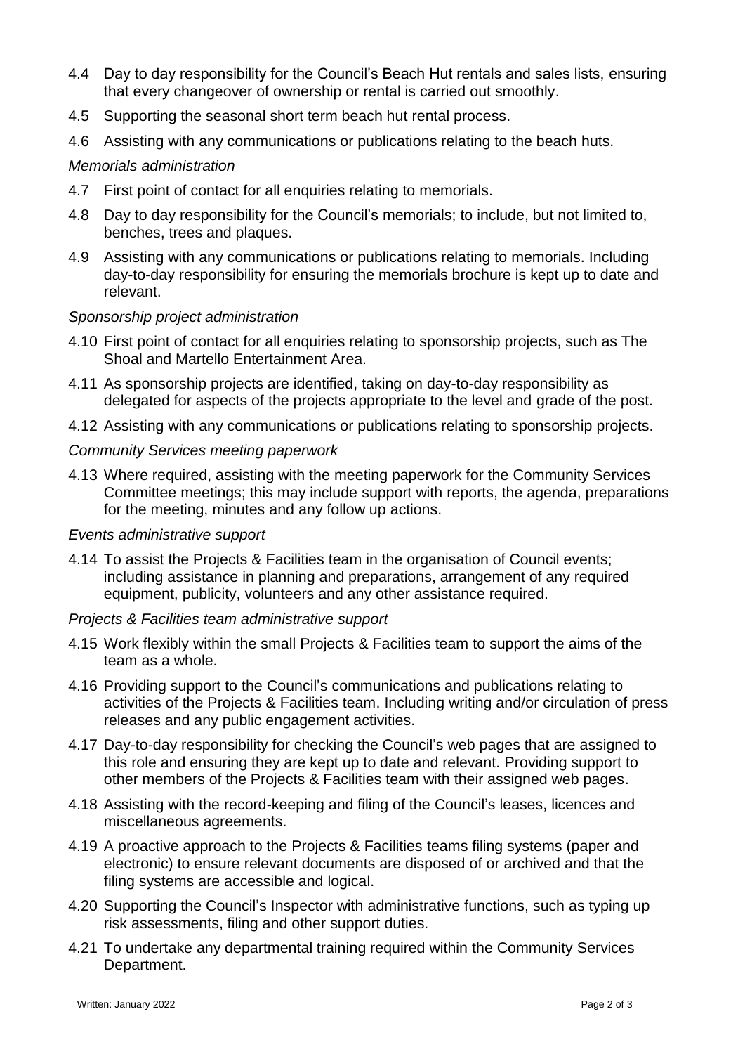4.4 Day to day responsibility for the Council's Beach Hut rentals and sales lists, ensuring that every changeover of ownership or rental is carried out smoothly.

4.5 Supporting the seasonal short term beach hut rental process.

4.6 Assisting with any communications or publications relating to the beach huts.

*Memorials administration*

4.7 First point of contact for all enquiries relating to memorials.

4.8 Day to day responsibility for the Council's memorials; to include, but not limited to, benches, trees and plaques.

4.9 Assisting with any communications or publications relating to memorials. Including day-to-day responsibility for ensuring the memorials brochure is kept up to date and relevant.

*Sponsorship project administration*

4.10 First point of contact for all enquiries relating to sponsorship projects, such as The Shoal and Martello Entertainment Area.

4.11 As sponsorship projects are identified, taking on day-to-day responsibility as delegated for aspects of the projects appropriate to the level and grade of the post.

4.12 Assisting with any communications or publications relating to sponsorship projects.

*Community Services meeting paperwork*

4.13 Where required, assisting with the meeting paperwork for the Community Services Committee meetings; this may include support with reports, the agenda, preparations for the meeting, minutes and any follow up actions.

*Events administrative support*

4.14 To assist the Projects & Facilities team in the organisation of Council events; including assistance in planning and preparations, arrangement of any required equipment, publicity, volunteers and any other assistance required.

*Projects & Facilities team administrative support*

4.15 Work flexibly within the small Projects & Facilities team to support the aims of the team as a whole.

4.16 Providing support to the Council's communications and publications relating to activities of the Projects & Facilities team. Including writing and/or circulation of press releases and any public engagement activities.

4.17 Day-to-day responsibility for checking the Council's web pages that are assigned to this role and ensuring they are kept up to date and relevant. Providing support to other members of the Projects & Facilities team with their assigned web pages.

4.18 Assisting with the record-keeping and filing of the Council's leases, licences and miscellaneous agreements.

4.19 A proactive approach to the Projects & Facilities teams filing systems (paper and electronic) to ensure relevant documents are disposed of or archived and that the filing systems are accessible and logical.

4.20 Supporting the Council's Inspector with administrative functions, such as typing up risk assessments, filing and other support duties.

4.21 To undertake any departmental training required within the Community Services Department.

Written: January 2022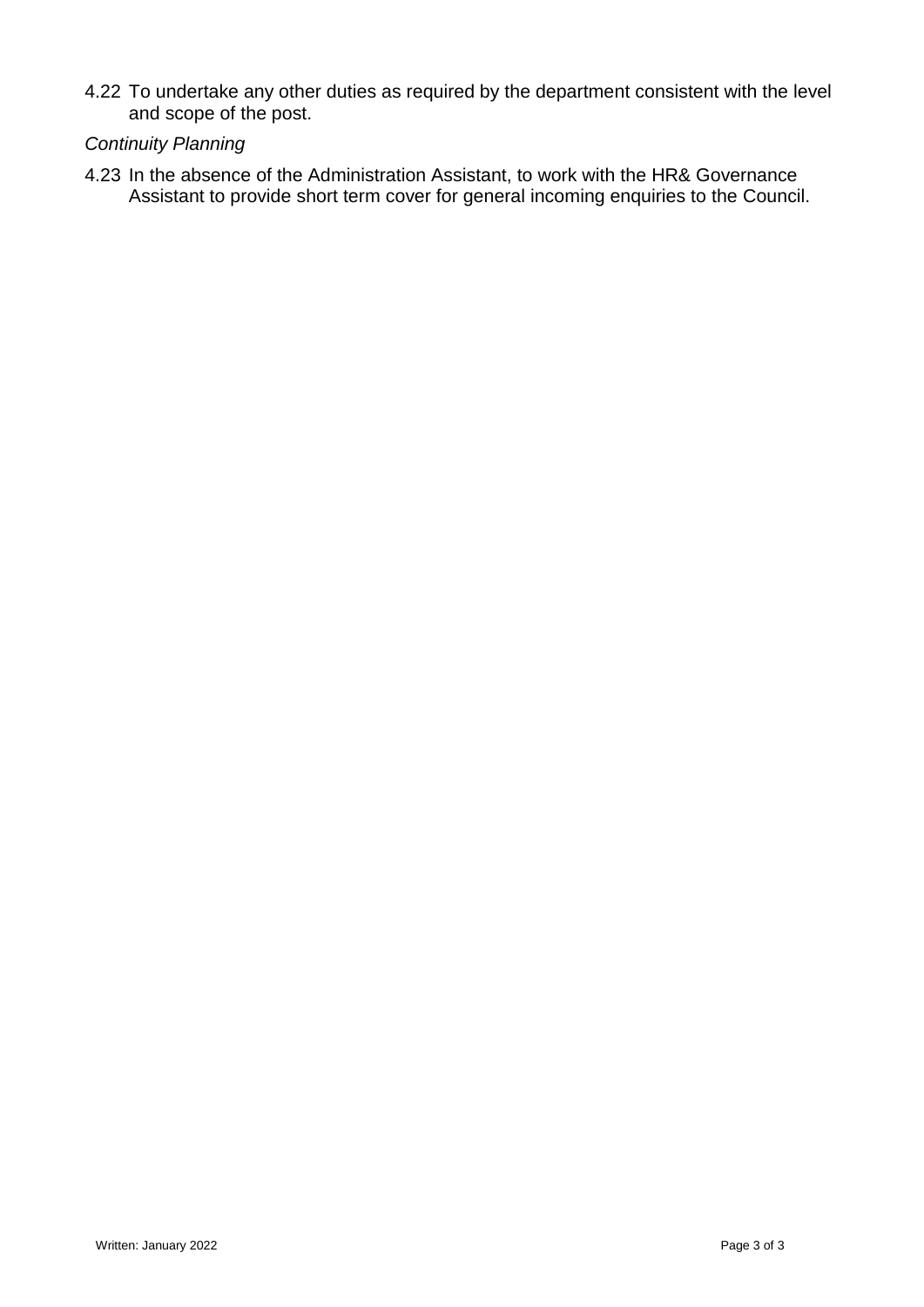4.22 To undertake any other duties as required by the department consistent with the level and scope of the post.

*Continuity Planning*

4.23 In the absence of the Administration Assistant, to work with the HR& Governance Assistant to provide short term cover for general incoming enquiries to the Council.

Written: January 2022